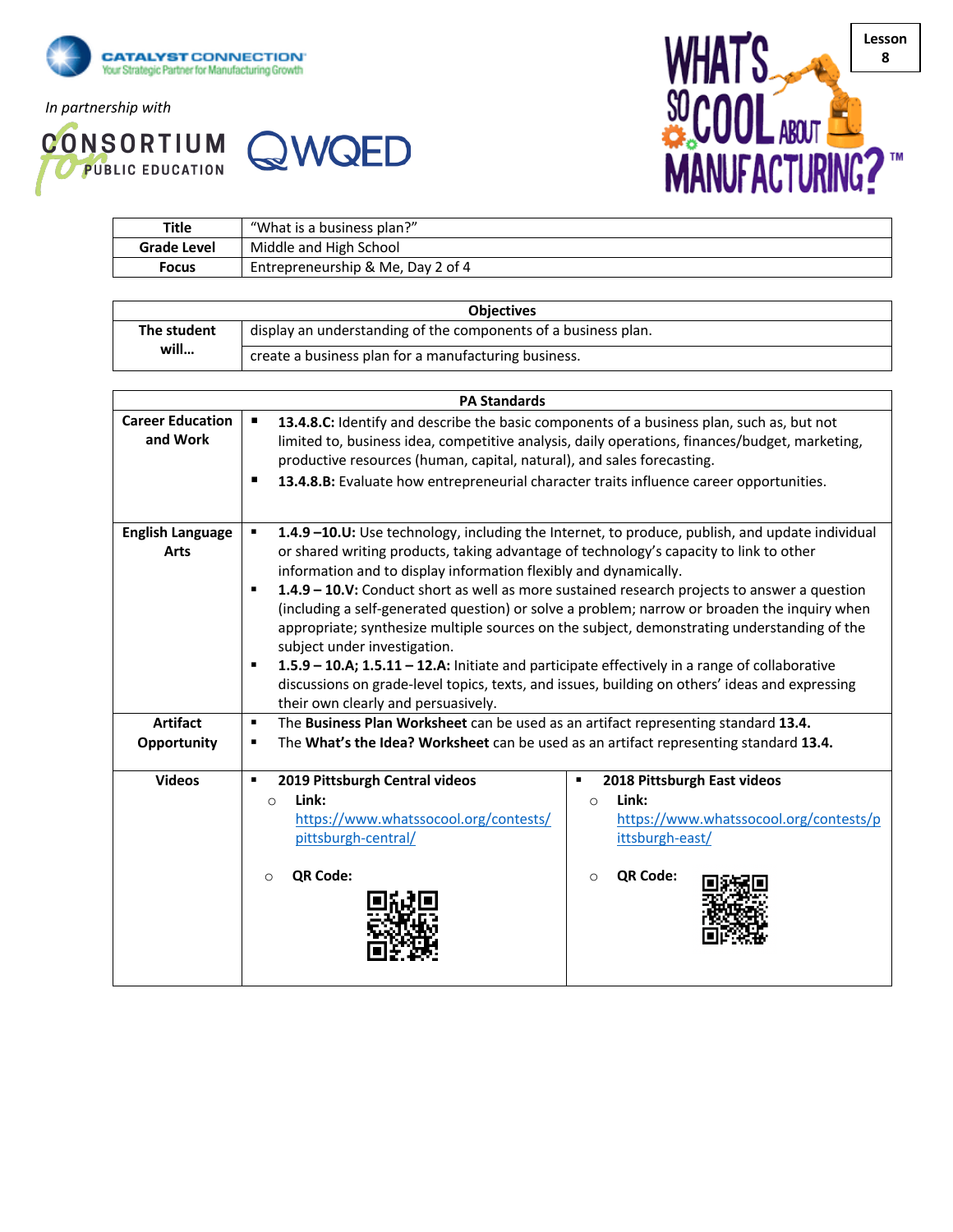CATALYST CONNECTION
Your Strategic Partner for Manufacturing Growth

*In partnership with*

CONSORTIUM for PUBLIC EDUCATION

WQED

WHAT'S SO COOL ABOUT MANUFACTURING?™

**Lesson 8**

| Title | "What is a business plan?" |
|---|---|
| **Grade Level** | Middle and High School |
| **Focus** | Entrepreneurship & Me, Day 2 of 4 |

| Objectives | |
|---|---|
| **The student will…** | display an understanding of the components of a business plan. |
| | create a business plan for a manufacturing business. |

| PA Standards | | |
|---|---|---|
| **Career Education and Work** | ▪ **13.4.8.C:** Identify and describe the basic components of a business plan, such as, but not limited to, business idea, competitive analysis, daily operations, finances/budget, marketing, productive resources (human, capital, natural), and sales forecasting.<br>▪ **13.4.8.B:** Evaluate how entrepreneurial character traits influence career opportunities. | |
| **English Language Arts** | ▪ **1.4.9 –10.U:** Use technology, including the Internet, to produce, publish, and update individual or shared writing products, taking advantage of technology's capacity to link to other information and to display information flexibly and dynamically.<br>▪ **1.4.9 – 10.V:** Conduct short as well as more sustained research projects to answer a question (including a self-generated question) or solve a problem; narrow or broaden the inquiry when appropriate; synthesize multiple sources on the subject, demonstrating understanding of the subject under investigation.<br>▪ **1.5.9 – 10.A; 1.5.11 – 12.A:** Initiate and participate effectively in a range of collaborative discussions on grade-level topics, texts, and issues, building on others' ideas and expressing their own clearly and persuasively. | |
| **Artifact Opportunity** | ▪ The **Business Plan Worksheet** can be used as an artifact representing standard **13.4.**<br>▪ The **What's the Idea? Worksheet** can be used as an artifact representing standard **13.4.** | |
| **Videos** | ▪ **2019 Pittsburgh Central videos**<br>○ **Link:** https://www.whatssocool.org/contests/pittsburgh-central/<br>○ **QR Code:** | ▪ **2018 Pittsburgh East videos**<br>○ **Link:** https://www.whatssocool.org/contests/pittsburgh-east/<br>○ **QR Code:** |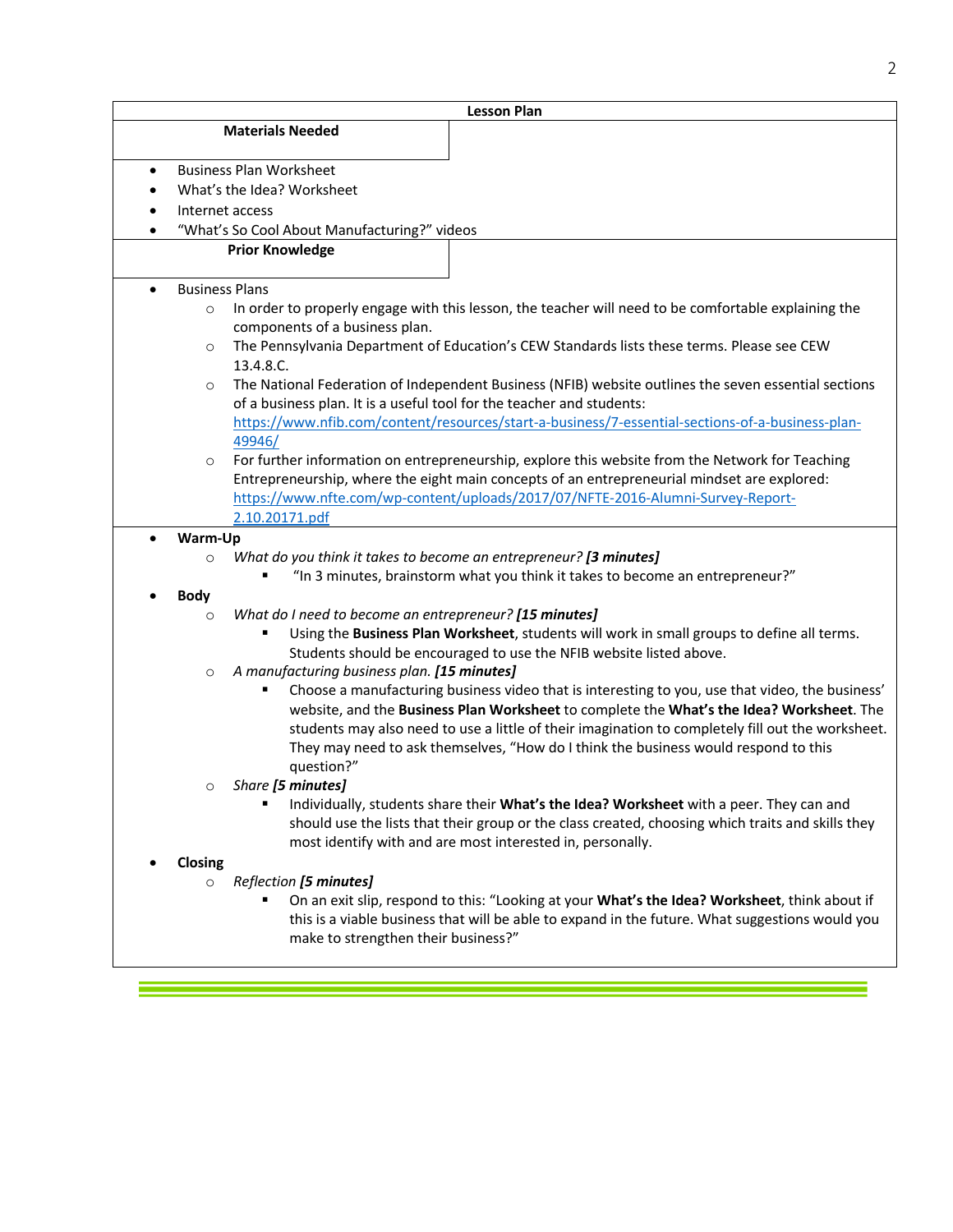## Lesson Plan

### Materials Needed

- Business Plan Worksheet
- What's the Idea? Worksheet
- Internet access
- "What's So Cool About Manufacturing?" videos

### Prior Knowledge

- Business Plans
  - In order to properly engage with this lesson, the teacher will need to be comfortable explaining the components of a business plan.
  - The Pennsylvania Department of Education's CEW Standards lists these terms. Please see CEW 13.4.8.C.
  - The National Federation of Independent Business (NFIB) website outlines the seven essential sections of a business plan. It is a useful tool for the teacher and students: https://www.nfib.com/content/resources/start-a-business/7-essential-sections-of-a-business-plan-49946/
  - For further information on entrepreneurship, explore this website from the Network for Teaching Entrepreneurship, where the eight main concepts of an entrepreneurial mindset are explored: https://www.nfte.com/wp-content/uploads/2017/07/NFTE-2016-Alumni-Survey-Report-2.10.20171.pdf

- **Warm-Up**
  - *What do you think it takes to become an entrepreneur? **[3 minutes]***
    - "In 3 minutes, brainstorm what you think it takes to become an entrepreneur?"
- **Body**
  - *What do I need to become an entrepreneur? **[15 minutes]***
    - Using the **Business Plan Worksheet**, students will work in small groups to define all terms. Students should be encouraged to use the NFIB website listed above.
  - *A manufacturing business plan. **[15 minutes]***
    - Choose a manufacturing business video that is interesting to you, use that video, the business' website, and the **Business Plan Worksheet** to complete the **What's the Idea? Worksheet**. The students may also need to use a little of their imagination to completely fill out the worksheet. They may need to ask themselves, "How do I think the business would respond to this question?"
  - *Share **[5 minutes]***
    - Individually, students share their **What's the Idea? Worksheet** with a peer. They can and should use the lists that their group or the class created, choosing which traits and skills they most identify with and are most interested in, personally.
- **Closing**
  - *Reflection **[5 minutes]***
    - On an exit slip, respond to this: "Looking at your **What's the Idea? Worksheet**, think about if this is a viable business that will be able to expand in the future. What suggestions would you make to strengthen their business?"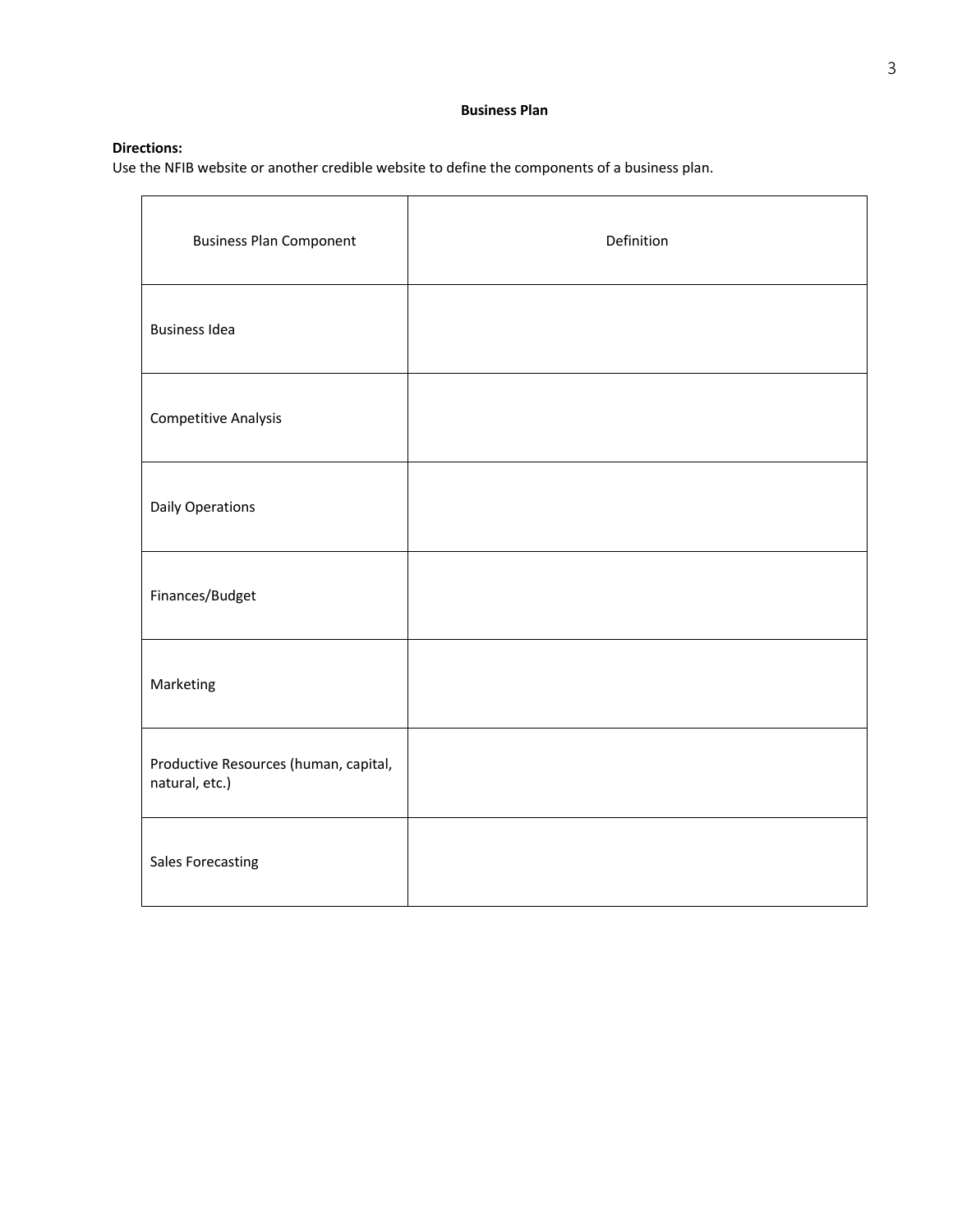**Business Plan**

**Directions:**
Use the NFIB website or another credible website to define the components of a business plan.

| Business Plan Component | Definition |
|---|---|
| Business Idea | |
| Competitive Analysis | |
| Daily Operations | |
| Finances/Budget | |
| Marketing | |
| Productive Resources (human, capital, natural, etc.) | |
| Sales Forecasting | |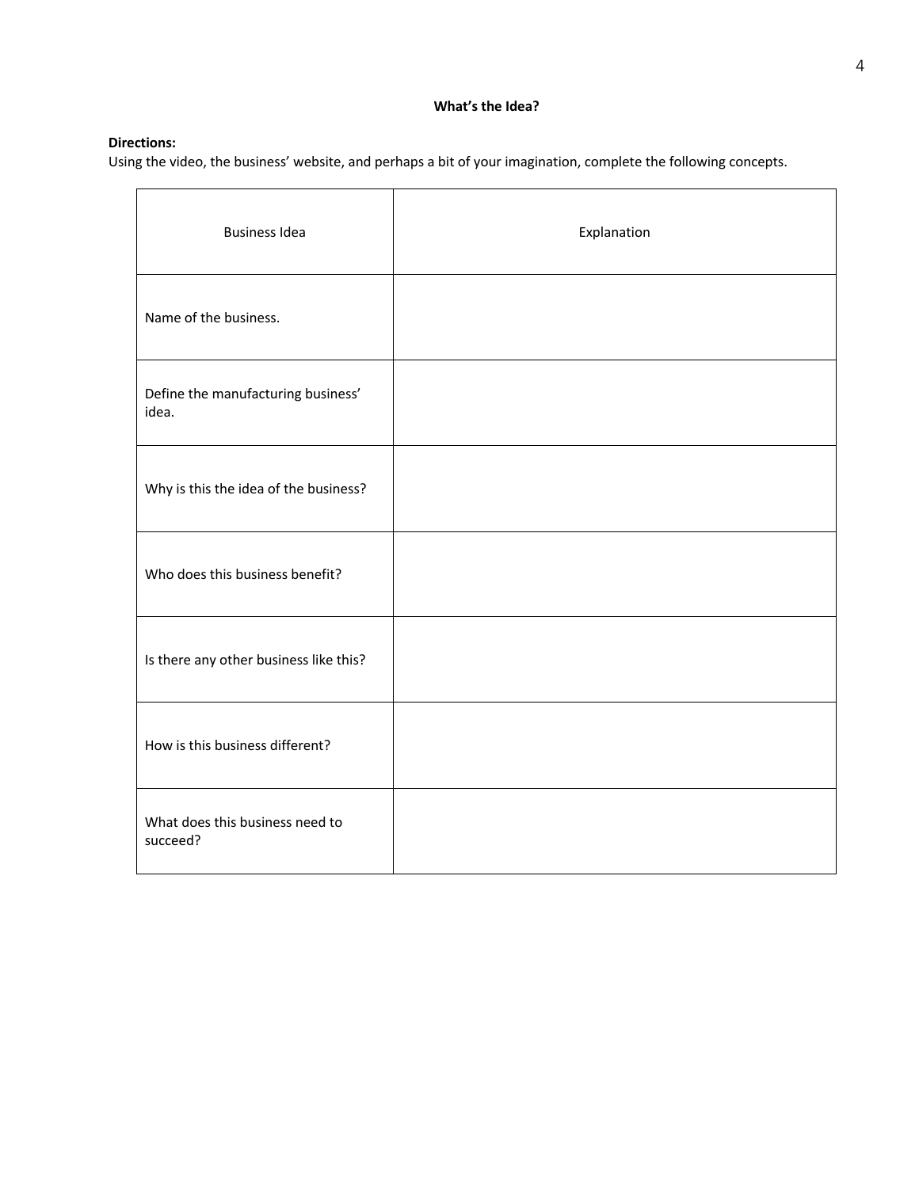**What's the Idea?**

**Directions:**
Using the video, the business' website, and perhaps a bit of your imagination, complete the following concepts.

| Business Idea | Explanation |
|---|---|
| Name of the business. | |
| Define the manufacturing business' idea. | |
| Why is this the idea of the business? | |
| Who does this business benefit? | |
| Is there any other business like this? | |
| How is this business different? | |
| What does this business need to succeed? | |